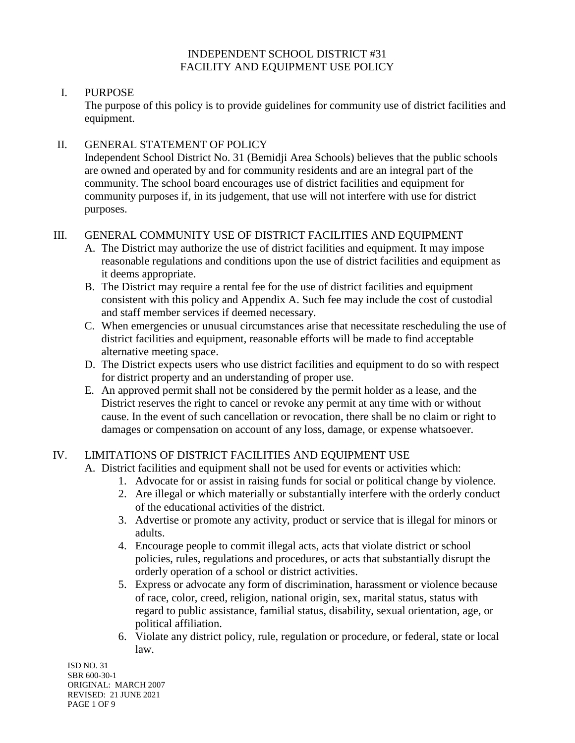# INDEPENDENT SCHOOL DISTRICT #31
# FACILITY AND EQUIPMENT USE POLICY

## I. PURPOSE

The purpose of this policy is to provide guidelines for community use of district facilities and equipment.

## II. GENERAL STATEMENT OF POLICY

Independent School District No. 31 (Bemidji Area Schools) believes that the public schools are owned and operated by and for community residents and are an integral part of the community. The school board encourages use of district facilities and equipment for community purposes if, in its judgement, that use will not interfere with use for district purposes.

## III. GENERAL COMMUNITY USE OF DISTRICT FACILITIES AND EQUIPMENT

A. The District may authorize the use of district facilities and equipment. It may impose reasonable regulations and conditions upon the use of district facilities and equipment as it deems appropriate.

B. The District may require a rental fee for the use of district facilities and equipment consistent with this policy and Appendix A. Such fee may include the cost of custodial and staff member services if deemed necessary.

C. When emergencies or unusual circumstances arise that necessitate rescheduling the use of district facilities and equipment, reasonable efforts will be made to find acceptable alternative meeting space.

D. The District expects users who use district facilities and equipment to do so with respect for district property and an understanding of proper use.

E. An approved permit shall not be considered by the permit holder as a lease, and the District reserves the right to cancel or revoke any permit at any time with or without cause. In the event of such cancellation or revocation, there shall be no claim or right to damages or compensation on account of any loss, damage, or expense whatsoever.

## IV. LIMITATIONS OF DISTRICT FACILITIES AND EQUIPMENT USE

A. District facilities and equipment shall not be used for events or activities which:

1. Advocate for or assist in raising funds for social or political change by violence.
2. Are illegal or which materially or substantially interfere with the orderly conduct of the educational activities of the district.
3. Advertise or promote any activity, product or service that is illegal for minors or adults.
4. Encourage people to commit illegal acts, acts that violate district or school policies, rules, regulations and procedures, or acts that substantially disrupt the orderly operation of a school or district activities.
5. Express or advocate any form of discrimination, harassment or violence because of race, color, creed, religion, national origin, sex, marital status, status with regard to public assistance, familial status, disability, sexual orientation, age, or political affiliation.
6. Violate any district policy, rule, regulation or procedure, or federal, state or local law.

ISD NO. 31
SBR 600-30-1
ORIGINAL: MARCH 2007
REVISED: 21 JUNE 2021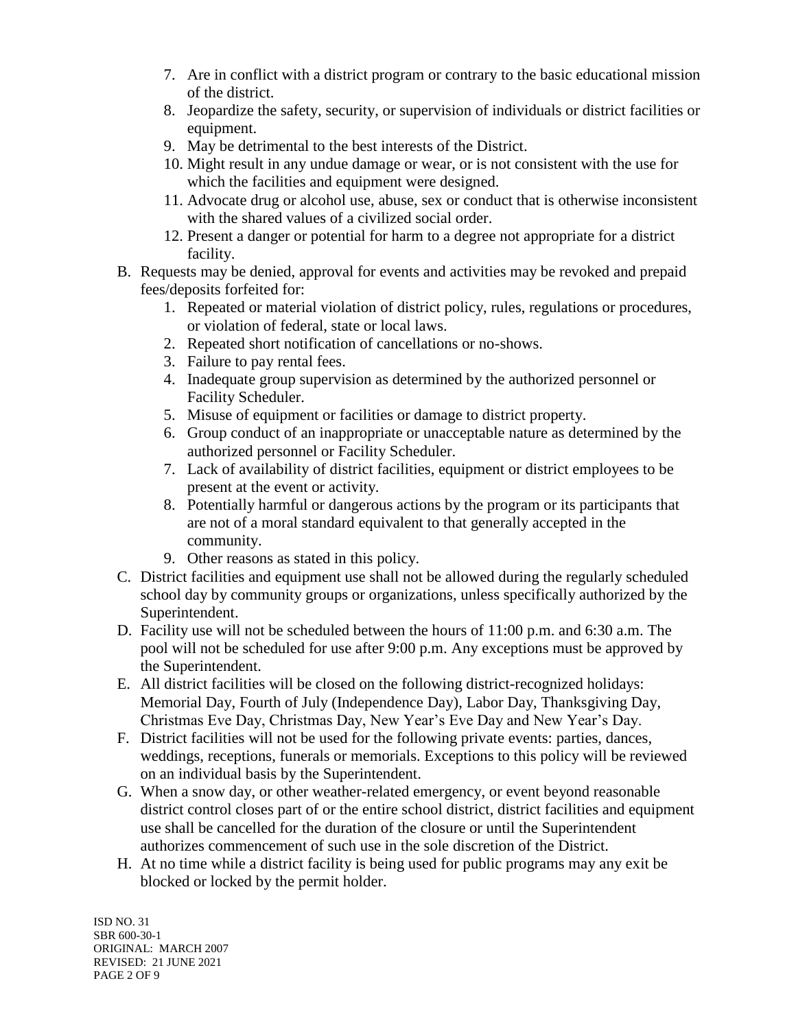7. Are in conflict with a district program or contrary to the basic educational mission of the district.
8. Jeopardize the safety, security, or supervision of individuals or district facilities or equipment.
9. May be detrimental to the best interests of the District.
10. Might result in any undue damage or wear, or is not consistent with the use for which the facilities and equipment were designed.
11. Advocate drug or alcohol use, abuse, sex or conduct that is otherwise inconsistent with the shared values of a civilized social order.
12. Present a danger or potential for harm to a degree not appropriate for a district facility.

B. Requests may be denied, approval for events and activities may be revoked and prepaid fees/deposits forfeited for:
   1. Repeated or material violation of district policy, rules, regulations or procedures, or violation of federal, state or local laws.
   2. Repeated short notification of cancellations or no-shows.
   3. Failure to pay rental fees.
   4. Inadequate group supervision as determined by the authorized personnel or Facility Scheduler.
   5. Misuse of equipment or facilities or damage to district property.
   6. Group conduct of an inappropriate or unacceptable nature as determined by the authorized personnel or Facility Scheduler.
   7. Lack of availability of district facilities, equipment or district employees to be present at the event or activity.
   8. Potentially harmful or dangerous actions by the program or its participants that are not of a moral standard equivalent to that generally accepted in the community.
   9. Other reasons as stated in this policy.

C. District facilities and equipment use shall not be allowed during the regularly scheduled school day by community groups or organizations, unless specifically authorized by the Superintendent.

D. Facility use will not be scheduled between the hours of 11:00 p.m. and 6:30 a.m. The pool will not be scheduled for use after 9:00 p.m. Any exceptions must be approved by the Superintendent.

E. All district facilities will be closed on the following district-recognized holidays: Memorial Day, Fourth of July (Independence Day), Labor Day, Thanksgiving Day, Christmas Eve Day, Christmas Day, New Year's Eve Day and New Year's Day.

F. District facilities will not be used for the following private events: parties, dances, weddings, receptions, funerals or memorials. Exceptions to this policy will be reviewed on an individual basis by the Superintendent.

G. When a snow day, or other weather-related emergency, or event beyond reasonable district control closes part of or the entire school district, district facilities and equipment use shall be cancelled for the duration of the closure or until the Superintendent authorizes commencement of such use in the sole discretion of the District.

H. At no time while a district facility is being used for public programs may any exit be blocked or locked by the permit holder.

ISD NO. 31
SBR 600-30-1
ORIGINAL: MARCH 2007
REVISED: 21 JUNE 2021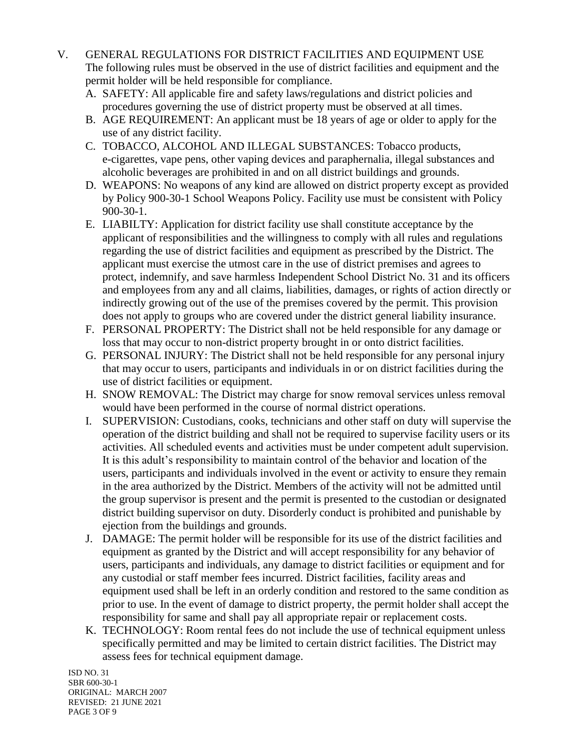## V. GENERAL REGULATIONS FOR DISTRICT FACILITIES AND EQUIPMENT USE

The following rules must be observed in the use of district facilities and equipment and the permit holder will be held responsible for compliance.

A. SAFETY: All applicable fire and safety laws/regulations and district policies and procedures governing the use of district property must be observed at all times.

B. AGE REQUIREMENT: An applicant must be 18 years of age or older to apply for the use of any district facility.

C. TOBACCO, ALCOHOL AND ILLEGAL SUBSTANCES: Tobacco products, e-cigarettes, vape pens, other vaping devices and paraphernalia, illegal substances and alcoholic beverages are prohibited in and on all district buildings and grounds.

D. WEAPONS: No weapons of any kind are allowed on district property except as provided by Policy 900-30-1 School Weapons Policy. Facility use must be consistent with Policy 900-30-1.

E. LIABILTY: Application for district facility use shall constitute acceptance by the applicant of responsibilities and the willingness to comply with all rules and regulations regarding the use of district facilities and equipment as prescribed by the District. The applicant must exercise the utmost care in the use of district premises and agrees to protect, indemnify, and save harmless Independent School District No. 31 and its officers and employees from any and all claims, liabilities, damages, or rights of action directly or indirectly growing out of the use of the premises covered by the permit. This provision does not apply to groups who are covered under the district general liability insurance.

F. PERSONAL PROPERTY: The District shall not be held responsible for any damage or loss that may occur to non-district property brought in or onto district facilities.

G. PERSONAL INJURY: The District shall not be held responsible for any personal injury that may occur to users, participants and individuals in or on district facilities during the use of district facilities or equipment.

H. SNOW REMOVAL: The District may charge for snow removal services unless removal would have been performed in the course of normal district operations.

I. SUPERVISION: Custodians, cooks, technicians and other staff on duty will supervise the operation of the district building and shall not be required to supervise facility users or its activities. All scheduled events and activities must be under competent adult supervision. It is this adult's responsibility to maintain control of the behavior and location of the users, participants and individuals involved in the event or activity to ensure they remain in the area authorized by the District. Members of the activity will not be admitted until the group supervisor is present and the permit is presented to the custodian or designated district building supervisor on duty. Disorderly conduct is prohibited and punishable by ejection from the buildings and grounds.

J. DAMAGE: The permit holder will be responsible for its use of the district facilities and equipment as granted by the District and will accept responsibility for any behavior of users, participants and individuals, any damage to district facilities or equipment and for any custodial or staff member fees incurred. District facilities, facility areas and equipment used shall be left in an orderly condition and restored to the same condition as prior to use. In the event of damage to district property, the permit holder shall accept the responsibility for same and shall pay all appropriate repair or replacement costs.

K. TECHNOLOGY: Room rental fees do not include the use of technical equipment unless specifically permitted and may be limited to certain district facilities. The District may assess fees for technical equipment damage.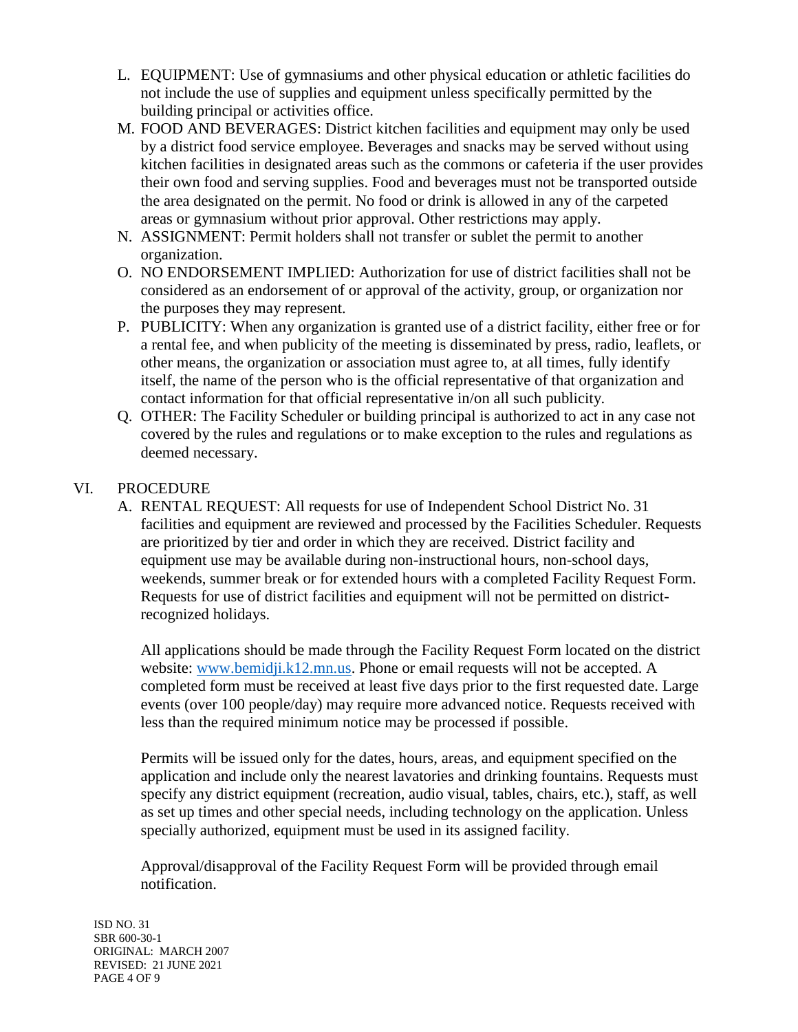L. EQUIPMENT: Use of gymnasiums and other physical education or athletic facilities do not include the use of supplies and equipment unless specifically permitted by the building principal or activities office.

M. FOOD AND BEVERAGES: District kitchen facilities and equipment may only be used by a district food service employee. Beverages and snacks may be served without using kitchen facilities in designated areas such as the commons or cafeteria if the user provides their own food and serving supplies. Food and beverages must not be transported outside the area designated on the permit. No food or drink is allowed in any of the carpeted areas or gymnasium without prior approval. Other restrictions may apply.

N. ASSIGNMENT: Permit holders shall not transfer or sublet the permit to another organization.

O. NO ENDORSEMENT IMPLIED: Authorization for use of district facilities shall not be considered as an endorsement of or approval of the activity, group, or organization nor the purposes they may represent.

P. PUBLICITY: When any organization is granted use of a district facility, either free or for a rental fee, and when publicity of the meeting is disseminated by press, radio, leaflets, or other means, the organization or association must agree to, at all times, fully identify itself, the name of the person who is the official representative of that organization and contact information for that official representative in/on all such publicity.

Q. OTHER: The Facility Scheduler or building principal is authorized to act in any case not covered by the rules and regulations or to make exception to the rules and regulations as deemed necessary.

## VI. PROCEDURE

A. RENTAL REQUEST: All requests for use of Independent School District No. 31 facilities and equipment are reviewed and processed by the Facilities Scheduler. Requests are prioritized by tier and order in which they are received. District facility and equipment use may be available during non-instructional hours, non-school days, weekends, summer break or for extended hours with a completed Facility Request Form. Requests for use of district facilities and equipment will not be permitted on district-recognized holidays.

All applications should be made through the Facility Request Form located on the district website: www.bemidji.k12.mn.us. Phone or email requests will not be accepted. A completed form must be received at least five days prior to the first requested date. Large events (over 100 people/day) may require more advanced notice. Requests received with less than the required minimum notice may be processed if possible.

Permits will be issued only for the dates, hours, areas, and equipment specified on the application and include only the nearest lavatories and drinking fountains. Requests must specify any district equipment (recreation, audio visual, tables, chairs, etc.), staff, as well as set up times and other special needs, including technology on the application. Unless specially authorized, equipment must be used in its assigned facility.

Approval/disapproval of the Facility Request Form will be provided through email notification.

ISD NO. 31
SBR 600-30-1
ORIGINAL: MARCH 2007
REVISED: 21 JUNE 2021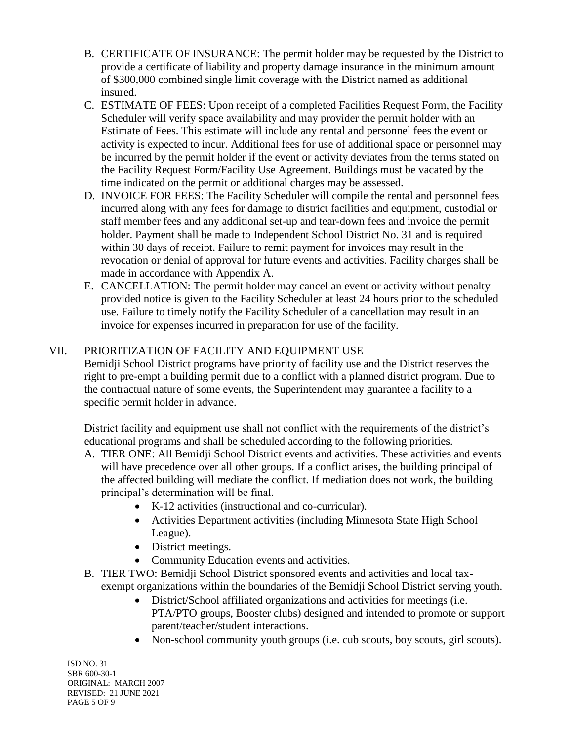B. CERTIFICATE OF INSURANCE: The permit holder may be requested by the District to provide a certificate of liability and property damage insurance in the minimum amount of $300,000 combined single limit coverage with the District named as additional insured.

C. ESTIMATE OF FEES: Upon receipt of a completed Facilities Request Form, the Facility Scheduler will verify space availability and may provider the permit holder with an Estimate of Fees. This estimate will include any rental and personnel fees the event or activity is expected to incur. Additional fees for use of additional space or personnel may be incurred by the permit holder if the event or activity deviates from the terms stated on the Facility Request Form/Facility Use Agreement. Buildings must be vacated by the time indicated on the permit or additional charges may be assessed.

D. INVOICE FOR FEES: The Facility Scheduler will compile the rental and personnel fees incurred along with any fees for damage to district facilities and equipment, custodial or staff member fees and any additional set-up and tear-down fees and invoice the permit holder. Payment shall be made to Independent School District No. 31 and is required within 30 days of receipt. Failure to remit payment for invoices may result in the revocation or denial of approval for future events and activities. Facility charges shall be made in accordance with Appendix A.

E. CANCELLATION: The permit holder may cancel an event or activity without penalty provided notice is given to the Facility Scheduler at least 24 hours prior to the scheduled use. Failure to timely notify the Facility Scheduler of a cancellation may result in an invoice for expenses incurred in preparation for use of the facility.

## VII. PRIORITIZATION OF FACILITY AND EQUIPMENT USE

Bemidji School District programs have priority of facility use and the District reserves the right to pre-empt a building permit due to a conflict with a planned district program. Due to the contractual nature of some events, the Superintendent may guarantee a facility to a specific permit holder in advance.

District facility and equipment use shall not conflict with the requirements of the district's educational programs and shall be scheduled according to the following priorities.

A. TIER ONE: All Bemidji School District events and activities. These activities and events will have precedence over all other groups. If a conflict arises, the building principal of the affected building will mediate the conflict. If mediation does not work, the building principal's determination will be final.
   - K-12 activities (instructional and co-curricular).
   - Activities Department activities (including Minnesota State High School League).
   - District meetings.
   - Community Education events and activities.

B. TIER TWO: Bemidji School District sponsored events and activities and local tax-exempt organizations within the boundaries of the Bemidji School District serving youth.
   - District/School affiliated organizations and activities for meetings (i.e. PTA/PTO groups, Booster clubs) designed and intended to promote or support parent/teacher/student interactions.
   - Non-school community youth groups (i.e. cub scouts, boy scouts, girl scouts).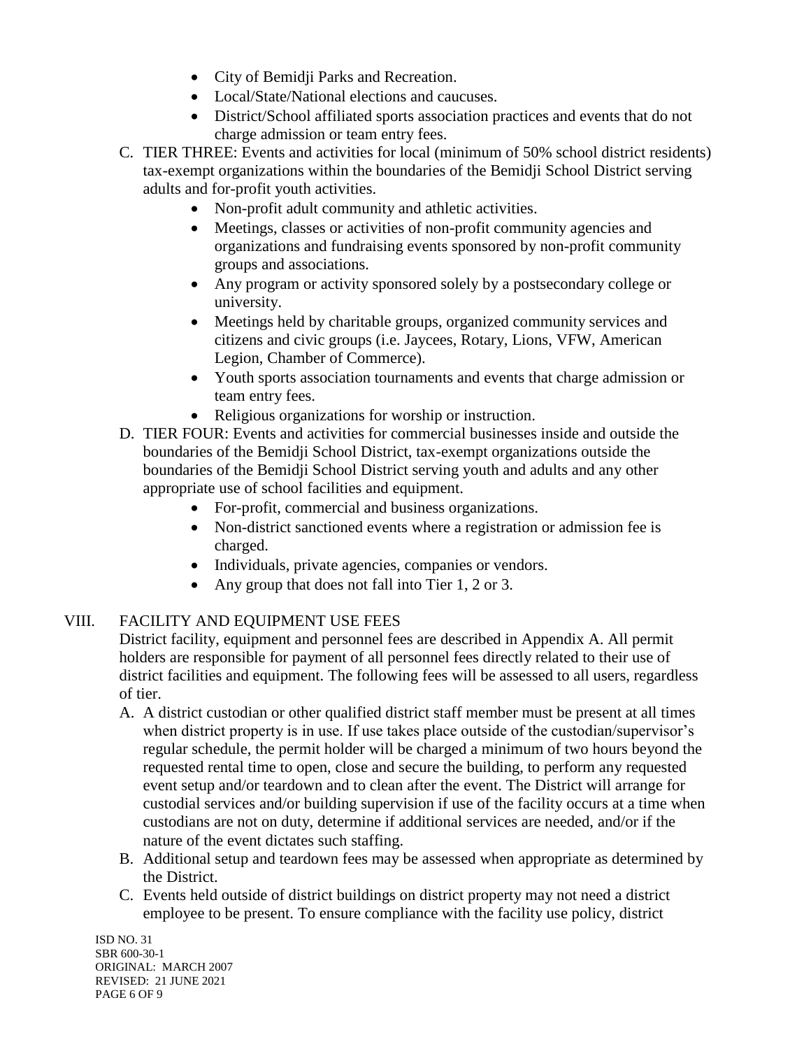- City of Bemidji Parks and Recreation.
- Local/State/National elections and caucuses.
- District/School affiliated sports association practices and events that do not charge admission or team entry fees.

C. TIER THREE: Events and activities for local (minimum of 50% school district residents) tax-exempt organizations within the boundaries of the Bemidji School District serving adults and for-profit youth activities.
   - Non-profit adult community and athletic activities.
   - Meetings, classes or activities of non-profit community agencies and organizations and fundraising events sponsored by non-profit community groups and associations.
   - Any program or activity sponsored solely by a postsecondary college or university.
   - Meetings held by charitable groups, organized community services and citizens and civic groups (i.e. Jaycees, Rotary, Lions, VFW, American Legion, Chamber of Commerce).
   - Youth sports association tournaments and events that charge admission or team entry fees.
   - Religious organizations for worship or instruction.

D. TIER FOUR: Events and activities for commercial businesses inside and outside the boundaries of the Bemidji School District, tax-exempt organizations outside the boundaries of the Bemidji School District serving youth and adults and any other appropriate use of school facilities and equipment.
   - For-profit, commercial and business organizations.
   - Non-district sanctioned events where a registration or admission fee is charged.
   - Individuals, private agencies, companies or vendors.
   - Any group that does not fall into Tier 1, 2 or 3.

## VIII. FACILITY AND EQUIPMENT USE FEES

District facility, equipment and personnel fees are described in Appendix A. All permit holders are responsible for payment of all personnel fees directly related to their use of district facilities and equipment. The following fees will be assessed to all users, regardless of tier.

A. A district custodian or other qualified district staff member must be present at all times when district property is in use. If use takes place outside of the custodian/supervisor's regular schedule, the permit holder will be charged a minimum of two hours beyond the requested rental time to open, close and secure the building, to perform any requested event setup and/or teardown and to clean after the event. The District will arrange for custodial services and/or building supervision if use of the facility occurs at a time when custodians are not on duty, determine if additional services are needed, and/or if the nature of the event dictates such staffing.

B. Additional setup and teardown fees may be assessed when appropriate as determined by the District.

C. Events held outside of district buildings on district property may not need a district employee to be present. To ensure compliance with the facility use policy, district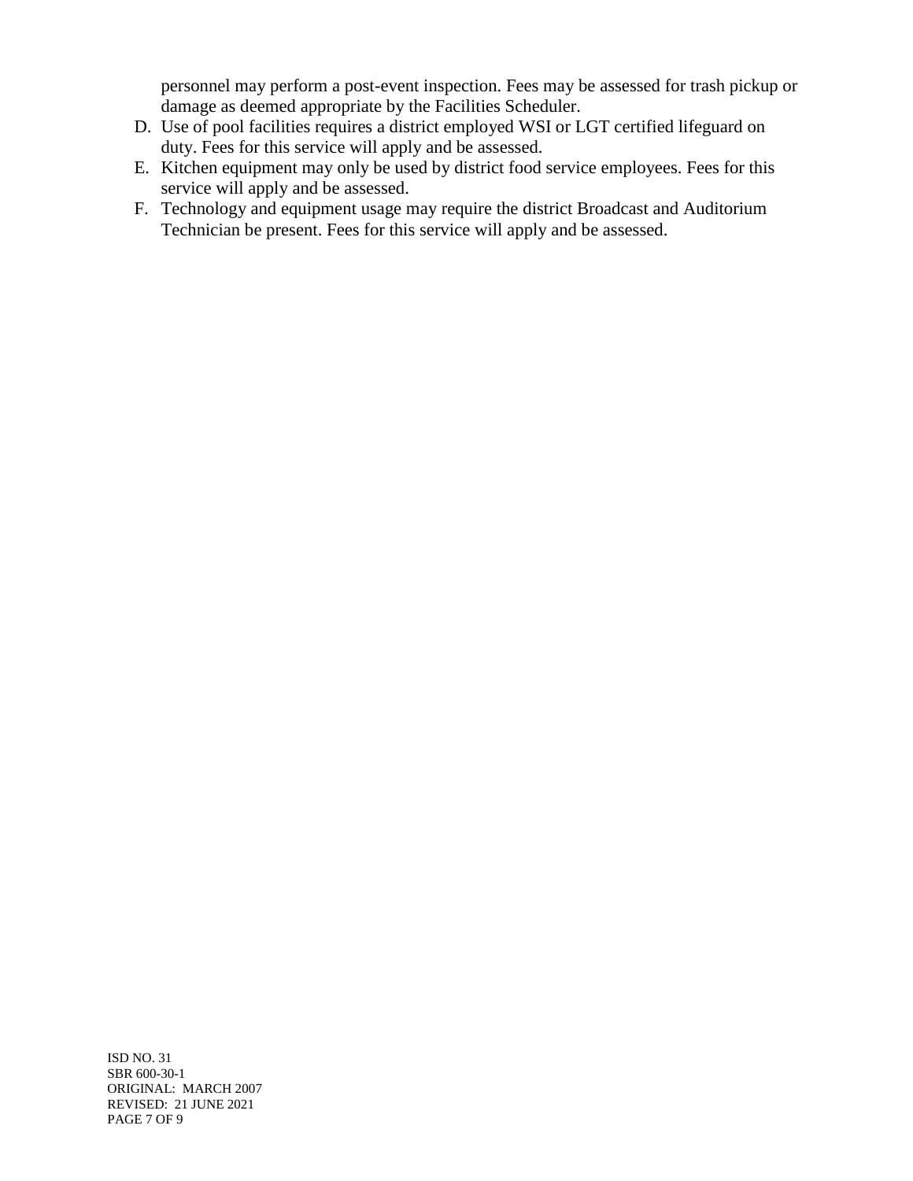personnel may perform a post-event inspection. Fees may be assessed for trash pickup or damage as deemed appropriate by the Facilities Scheduler.

D. Use of pool facilities requires a district employed WSI or LGT certified lifeguard on duty. Fees for this service will apply and be assessed.
E. Kitchen equipment may only be used by district food service employees. Fees for this service will apply and be assessed.
F. Technology and equipment usage may require the district Broadcast and Auditorium Technician be present. Fees for this service will apply and be assessed.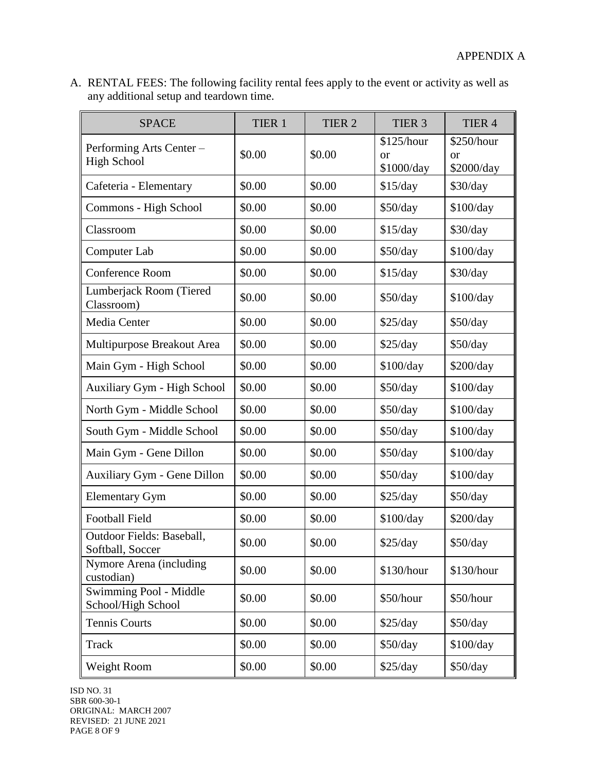APPENDIX A

A. RENTAL FEES: The following facility rental fees apply to the event or activity as well as any additional setup and teardown time.

| SPACE | TIER 1 | TIER 2 | TIER 3 | TIER 4 |
|---|---|---|---|---|
| Performing Arts Center – High School | $0.00 | $0.00 | $125/hour or $1000/day | $250/hour or $2000/day |
| Cafeteria - Elementary | $0.00 | $0.00 | $15/day | $30/day |
| Commons - High School | $0.00 | $0.00 | $50/day | $100/day |
| Classroom | $0.00 | $0.00 | $15/day | $30/day |
| Computer Lab | $0.00 | $0.00 | $50/day | $100/day |
| Conference Room | $0.00 | $0.00 | $15/day | $30/day |
| Lumberjack Room (Tiered Classroom) | $0.00 | $0.00 | $50/day | $100/day |
| Media Center | $0.00 | $0.00 | $25/day | $50/day |
| Multipurpose Breakout Area | $0.00 | $0.00 | $25/day | $50/day |
| Main Gym - High School | $0.00 | $0.00 | $100/day | $200/day |
| Auxiliary Gym - High School | $0.00 | $0.00 | $50/day | $100/day |
| North Gym - Middle School | $0.00 | $0.00 | $50/day | $100/day |
| South Gym - Middle School | $0.00 | $0.00 | $50/day | $100/day |
| Main Gym - Gene Dillon | $0.00 | $0.00 | $50/day | $100/day |
| Auxiliary Gym - Gene Dillon | $0.00 | $0.00 | $50/day | $100/day |
| Elementary Gym | $0.00 | $0.00 | $25/day | $50/day |
| Football Field | $0.00 | $0.00 | $100/day | $200/day |
| Outdoor Fields: Baseball, Softball, Soccer | $0.00 | $0.00 | $25/day | $50/day |
| Nymore Arena (including custodian) | $0.00 | $0.00 | $130/hour | $130/hour |
| Swimming Pool - Middle School/High School | $0.00 | $0.00 | $50/hour | $50/hour |
| Tennis Courts | $0.00 | $0.00 | $25/day | $50/day |
| Track | $0.00 | $0.00 | $50/day | $100/day |
| Weight Room | $0.00 | $0.00 | $25/day | $50/day |

ISD NO. 31
SBR 600-30-1
ORIGINAL: MARCH 2007
REVISED: 21 JUNE 2021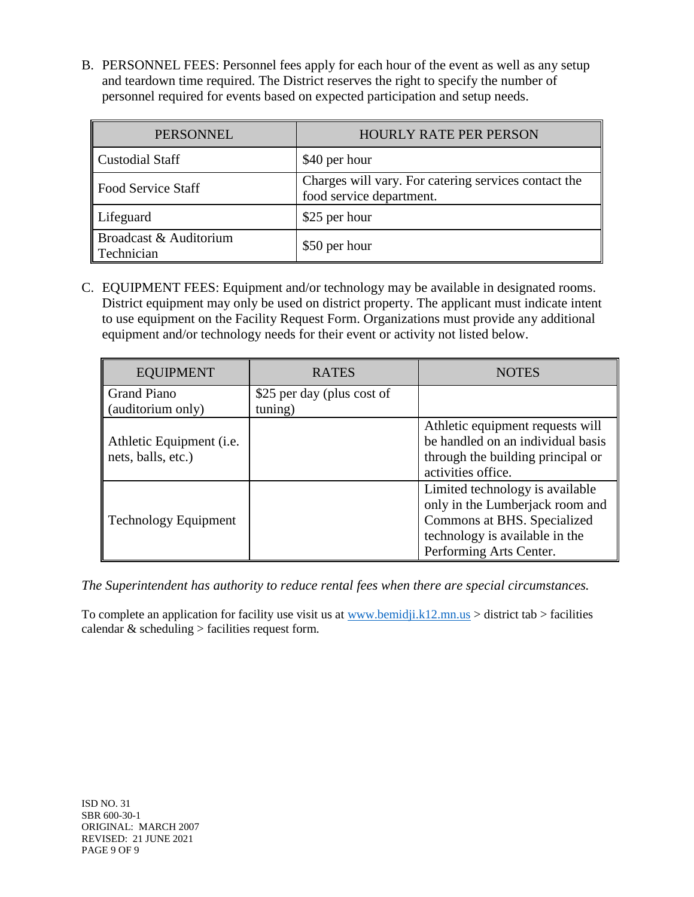B. PERSONNEL FEES: Personnel fees apply for each hour of the event as well as any setup and teardown time required. The District reserves the right to specify the number of personnel required for events based on expected participation and setup needs.

| PERSONNEL | HOURLY RATE PER PERSON |
|---|---|
| Custodial Staff | $40 per hour |
| Food Service Staff | Charges will vary. For catering services contact the food service department. |
| Lifeguard | $25 per hour |
| Broadcast & Auditorium Technician | $50 per hour |

C. EQUIPMENT FEES: Equipment and/or technology may be available in designated rooms. District equipment may only be used on district property. The applicant must indicate intent to use equipment on the Facility Request Form. Organizations must provide any additional equipment and/or technology needs for their event or activity not listed below.

| EQUIPMENT | RATES | NOTES |
|---|---|---|
| Grand Piano (auditorium only) | $25 per day (plus cost of tuning) | |
| Athletic Equipment (i.e. nets, balls, etc.) | | Athletic equipment requests will be handled on an individual basis through the building principal or activities office. |
| Technology Equipment | | Limited technology is available only in the Lumberjack room and Commons at BHS. Specialized technology is available in the Performing Arts Center. |

*The Superintendent has authority to reduce rental fees when there are special circumstances.*

To complete an application for facility use visit us at www.bemidji.k12.mn.us > district tab > facilities calendar & scheduling > facilities request form.

ISD NO. 31
SBR 600-30-1
ORIGINAL: MARCH 2007
REVISED: 21 JUNE 2021